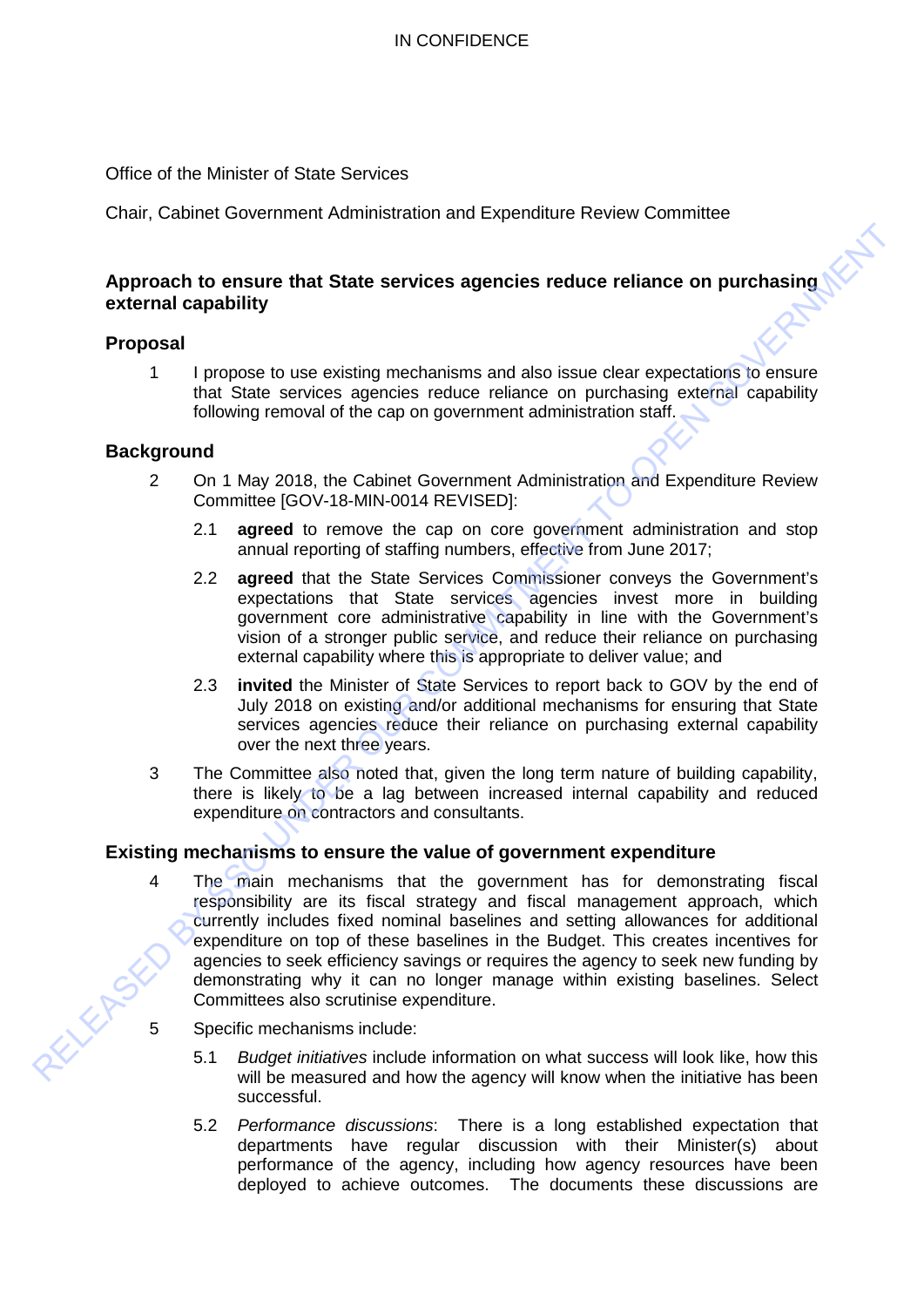IN CONFIDENCE

Office of the Minister of State Services

Chair, Cabinet Government Administration and Expenditure Review Committee

## Approach to ensure that State services agencies reduce reliance on purchasing external capability

## Proposal

1. I propose to use existing mechanisms and also issue clear expectations to ensure that State services agencies reduce reliance on purchasing external capability following removal of the cap on government administration staff.

## Background

2. On 1 May 2018, the Cabinet Government Administration and Expenditure Review Committee [GOV-18-MIN-0014 REVISED]:

   2.1 **agreed** to remove the cap on core government administration and stop annual reporting of staffing numbers, effective from June 2017;

   2.2 **agreed** that the State Services Commissioner conveys the Government's expectations that State services agencies invest more in building government core administrative capability in line with the Government's vision of a stronger public service, and reduce their reliance on purchasing external capability where this is appropriate to deliver value; and

   2.3 **invited** the Minister of State Services to report back to GOV by the end of July 2018 on existing and/or additional mechanisms for ensuring that State services agencies reduce their reliance on purchasing external capability over the next three years.

3. The Committee also noted that, given the long term nature of building capability, there is likely to be a lag between increased internal capability and reduced expenditure on contractors and consultants.

## Existing mechanisms to ensure the value of government expenditure

4. The main mechanisms that the government has for demonstrating fiscal responsibility are its fiscal strategy and fiscal management approach, which currently includes fixed nominal baselines and setting allowances for additional expenditure on top of these baselines in the Budget. This creates incentives for agencies to seek efficiency savings or requires the agency to seek new funding by demonstrating why it can no longer manage within existing baselines. Select Committees also scrutinise expenditure.

5. Specific mechanisms include:

   5.1 *Budget initiatives* include information on what success will look like, how this will be measured and how the agency will know when the initiative has been successful.

   5.2 *Performance discussions*: There is a long established expectation that departments have regular discussion with their Minister(s) about performance of the agency, including how agency resources have been deployed to achieve outcomes. The documents these discussions are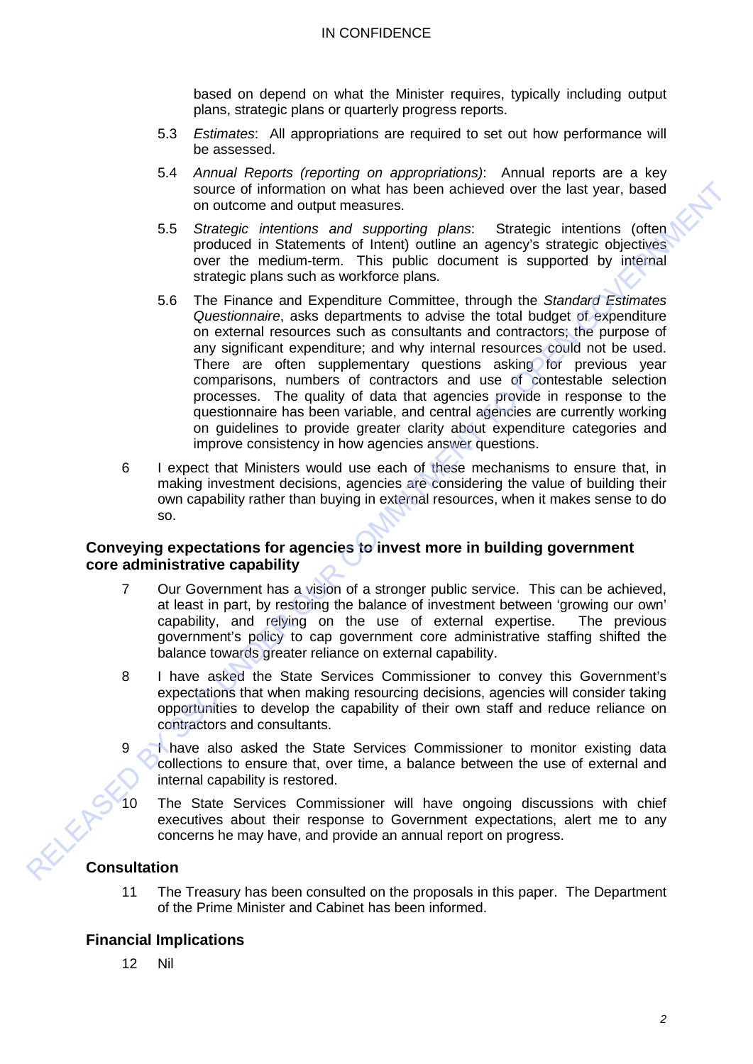based on depend on what the Minister requires, typically including output plans, strategic plans or quarterly progress reports.

5.3 *Estimates*: All appropriations are required to set out how performance will be assessed.

5.4 *Annual Reports (reporting on appropriations)*: Annual reports are a key source of information on what has been achieved over the last year, based on outcome and output measures.

5.5 *Strategic intentions and supporting plans*: Strategic intentions (often produced in Statements of Intent) outline an agency's strategic objectives over the medium-term. This public document is supported by internal strategic plans such as workforce plans.

5.6 The Finance and Expenditure Committee, through the *Standard Estimates Questionnaire*, asks departments to advise the total budget of expenditure on external resources such as consultants and contractors; the purpose of any significant expenditure; and why internal resources could not be used. There are often supplementary questions asking for previous year comparisons, numbers of contractors and use of contestable selection processes. The quality of data that agencies provide in response to the questionnaire has been variable, and central agencies are currently working on guidelines to provide greater clarity about expenditure categories and improve consistency in how agencies answer questions.

6 I expect that Ministers would use each of these mechanisms to ensure that, in making investment decisions, agencies are considering the value of building their own capability rather than buying in external resources, when it makes sense to do so.

## Conveying expectations for agencies to invest more in building government core administrative capability

7 Our Government has a vision of a stronger public service. This can be achieved, at least in part, by restoring the balance of investment between 'growing our own' capability, and relying on the use of external expertise. The previous government's policy to cap government core administrative staffing shifted the balance towards greater reliance on external capability.

8 I have asked the State Services Commissioner to convey this Government's expectations that when making resourcing decisions, agencies will consider taking opportunities to develop the capability of their own staff and reduce reliance on contractors and consultants.

9 I have also asked the State Services Commissioner to monitor existing data collections to ensure that, over time, a balance between the use of external and internal capability is restored.

10 The State Services Commissioner will have ongoing discussions with chief executives about their response to Government expectations, alert me to any concerns he may have, and provide an annual report on progress.

## Consultation

11 The Treasury has been consulted on the proposals in this paper. The Department of the Prime Minister and Cabinet has been informed.

## Financial Implications

12 Nil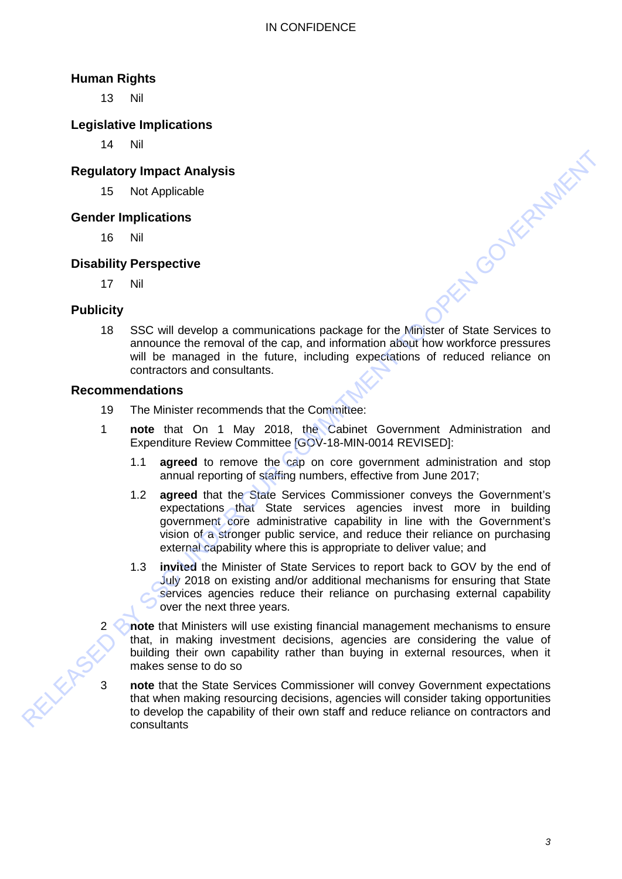## Human Rights

13 Nil

## Legislative Implications

14 Nil

## Regulatory Impact Analysis

15 Not Applicable

## Gender Implications

16 Nil

## Disability Perspective

17 Nil

## Publicity

18 SSC will develop a communications package for the Minister of State Services to announce the removal of the cap, and information about how workforce pressures will be managed in the future, including expectations of reduced reliance on contractors and consultants.

## Recommendations

19 The Minister recommends that the Committee:

1 **note** that On 1 May 2018, the Cabinet Government Administration and Expenditure Review Committee [GOV-18-MIN-0014 REVISED]:

   1.1 **agreed** to remove the cap on core government administration and stop annual reporting of staffing numbers, effective from June 2017;

   1.2 **agreed** that the State Services Commissioner conveys the Government's expectations that State services agencies invest more in building government core administrative capability in line with the Government's vision of a stronger public service, and reduce their reliance on purchasing external capability where this is appropriate to deliver value; and

   1.3 **invited** the Minister of State Services to report back to GOV by the end of July 2018 on existing and/or additional mechanisms for ensuring that State services agencies reduce their reliance on purchasing external capability over the next three years.

2 **note** that Ministers will use existing financial management mechanisms to ensure that, in making investment decisions, agencies are considering the value of building their own capability rather than buying in external resources, when it makes sense to do so

3 **note** that the State Services Commissioner will convey Government expectations that when making resourcing decisions, agencies will consider taking opportunities to develop the capability of their own staff and reduce reliance on contractors and consultants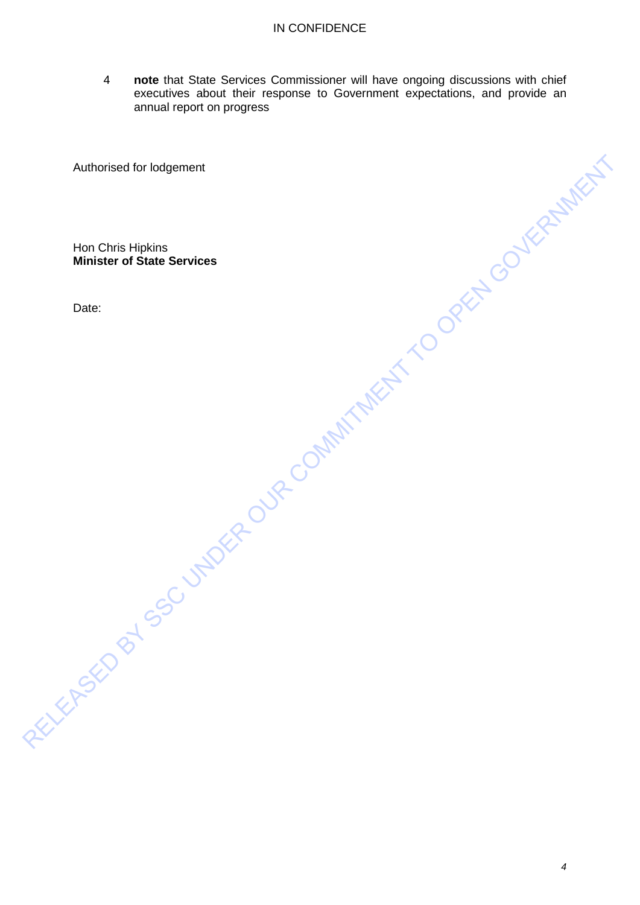4 **note** that State Services Commissioner will have ongoing discussions with chief executives about their response to Government expectations, and provide an annual report on progress

Authorised for lodgement

Hon Chris Hipkins
**Minister of State Services**

Date: